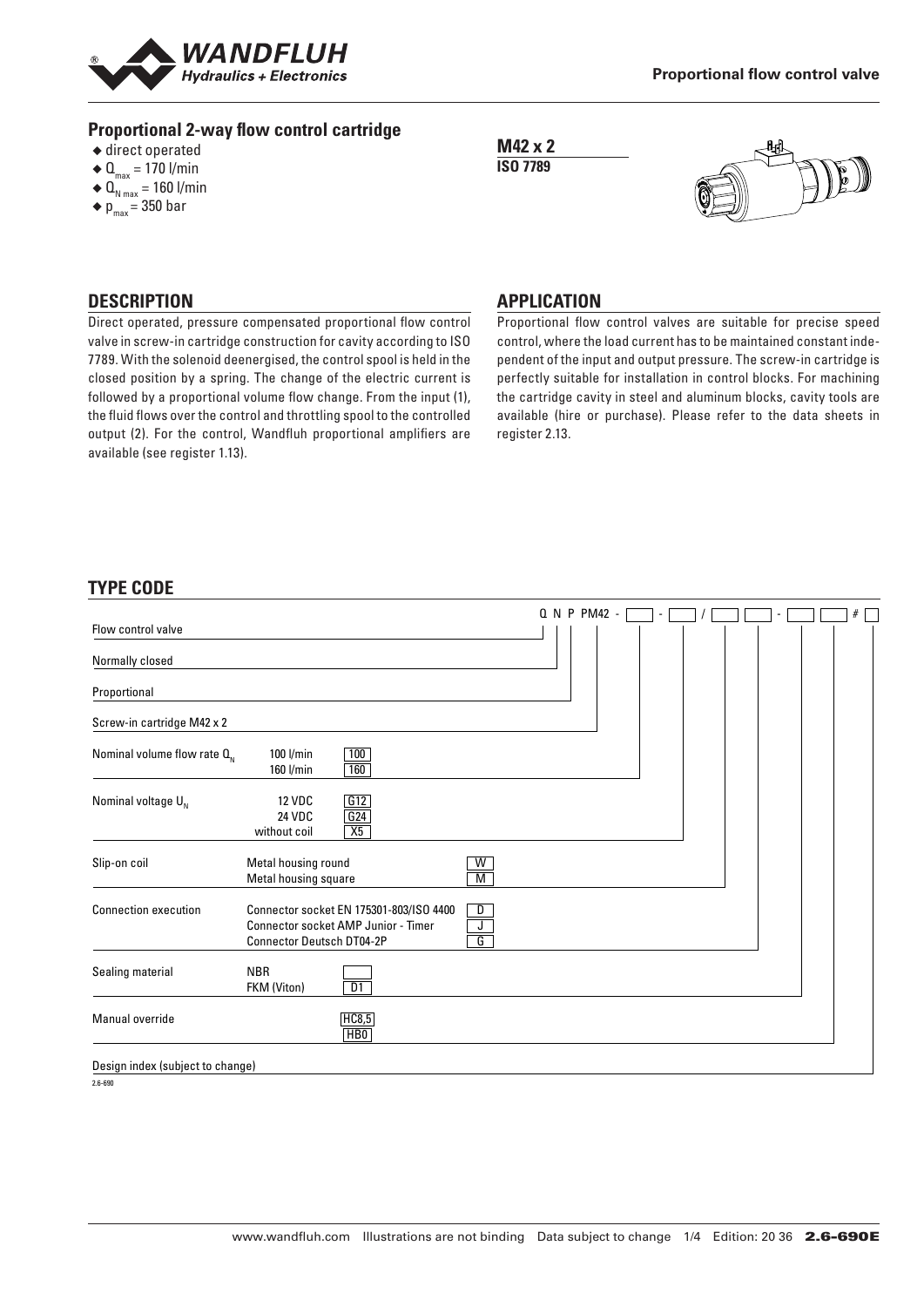## Proportional 2-way flow control cartridge

- direct operated
- $Q_{max}$ = 170 l/min
- $Q_{N\,max}$ = 160 l/min
- $p_{max}$ = 350 bar

**M42 x 2**
**ISO 7789**

## DESCRIPTION

Direct operated, pressure compensated proportional flow control valve in screw-in cartridge construction for cavity according to ISO 7789. With the solenoid deenergised, the control spool is held in the closed position by a spring. The change of the electric current is followed by a proportional volume flow change. From the input (1), the fluid flows over the control and throttling spool to the controlled output (2). For the control, Wandfluh proportional amplifiers are available (see register 1.13).

## APPLICATION

Proportional flow control valves are suitable for precise speed control, where the load current has to be maintained constant independent of the input and output pressure. The screw-in cartridge is perfectly suitable for installation in control blocks. For machining the cartridge cavity in steel and aluminum blocks, cavity tools are available (hire or purchase). Please refer to the data sheets in register 2.13.

## TYPE CODE

Q N P PM42 - [ ] - [ ] / [ ] [ ] - [ ] [ ] # [ ]

| | | |
|---|---|---|
| Flow control valve | | Q |
| Normally closed | | N |
| Proportional | | P |
| Screw-in cartridge M42 x 2 | | PM42 |
| Nominal volume flow rate $Q_N$ | 100 l/min | 100 |
| | 160 l/min | 160 |
| Nominal voltage $U_N$ | 12 VDC | G12 |
| | 24 VDC | G24 |
| | without coil | X5 |
| Slip-on coil | Metal housing round | W |
| | Metal housing square | M |
| Connection execution | Connector socket EN 175301-803/ISO 4400 | D |
| | Connector socket AMP Junior - Timer | J |
| | Connector Deutsch DT04-2P | G |
| Sealing material | NBR | |
| | FKM (Viton) | D1 |
| Manual override | | HC8,5 |
| | | HB0 |
| Design index (subject to change) | | |

2.6-690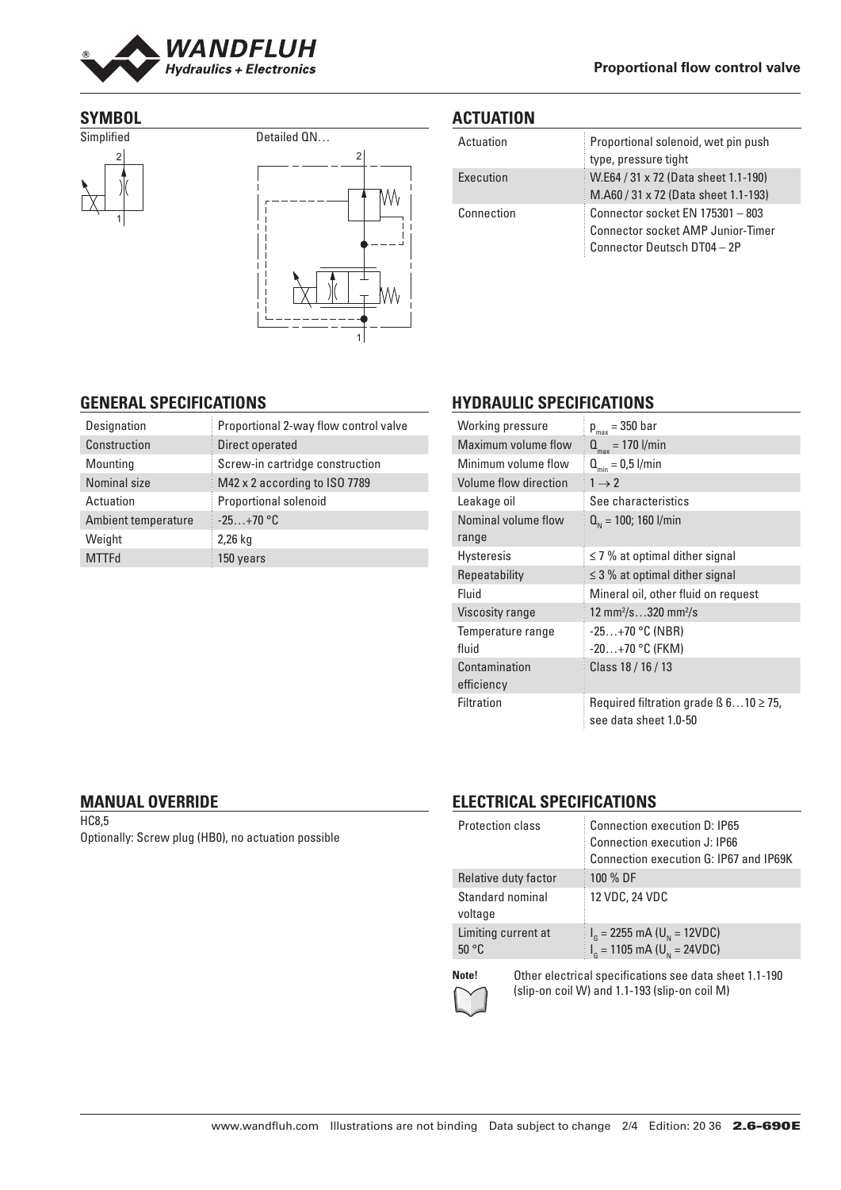## SYMBOL

Simplified

Detailed QN…

## ACTUATION

| | |
|---|---|
| Actuation | Proportional solenoid, wet pin push type, pressure tight |
| Execution | W.E64 / 31 x 72 (Data sheet 1.1-190)<br>M.A60 / 31 x 72 (Data sheet 1.1-193) |
| Connection | Connector socket EN 175301 – 803<br>Connector socket AMP Junior-Timer<br>Connector Deutsch DT04 – 2P |

## GENERAL SPECIFICATIONS

| | |
|---|---|
| Designation | Proportional 2-way flow control valve |
| Construction | Direct operated |
| Mounting | Screw-in cartridge construction |
| Nominal size | M42 x 2 according to ISO 7789 |
| Actuation | Proportional solenoid |
| Ambient temperature | -25…+70 °C |
| Weight | 2,26 kg |
| MTTFd | 150 years |

## HYDRAULIC SPECIFICATIONS

| | |
|---|---|
| Working pressure | $p_{max}$ = 350 bar |
| Maximum volume flow | $Q_{max}$ = 170 l/min |
| Minimum volume flow | $Q_{min}$ = 0,5 l/min |
| Volume flow direction | $1 \rightarrow 2$ |
| Leakage oil | See characteristics |
| Nominal volume flow range | $Q_N$ = 100; 160 l/min |
| Hysteresis | ≤ 7 % at optimal dither signal |
| Repeatability | ≤ 3 % at optimal dither signal |
| Fluid | Mineral oil, other fluid on request |
| Viscosity range | 12 mm²/s…320 mm²/s |
| Temperature range fluid | -25…+70 °C (NBR)<br>-20…+70 °C (FKM) |
| Contamination efficiency | Class 18 / 16 / 13 |
| Filtration | Required filtration grade ß 6…10 ≥ 75, see data sheet 1.0-50 |

## MANUAL OVERRIDE

HC8,5

Optionally: Screw plug (HB0), no actuation possible

## ELECTRICAL SPECIFICATIONS

| | |
|---|---|
| Protection class | Connection execution D: IP65<br>Connection execution J: IP66<br>Connection execution G: IP67 and IP69K |
| Relative duty factor | 100 % DF |
| Standard nominal voltage | 12 VDC, 24 VDC |
| Limiting current at 50 °C | $I_G$ = 2255 mA ($U_N$ = 12VDC)<br>$I_G$ = 1105 mA ($U_N$ = 24VDC) |

**Note!** Other electrical specifications see data sheet 1.1-190 (slip-on coil W) and 1.1-193 (slip-on coil M)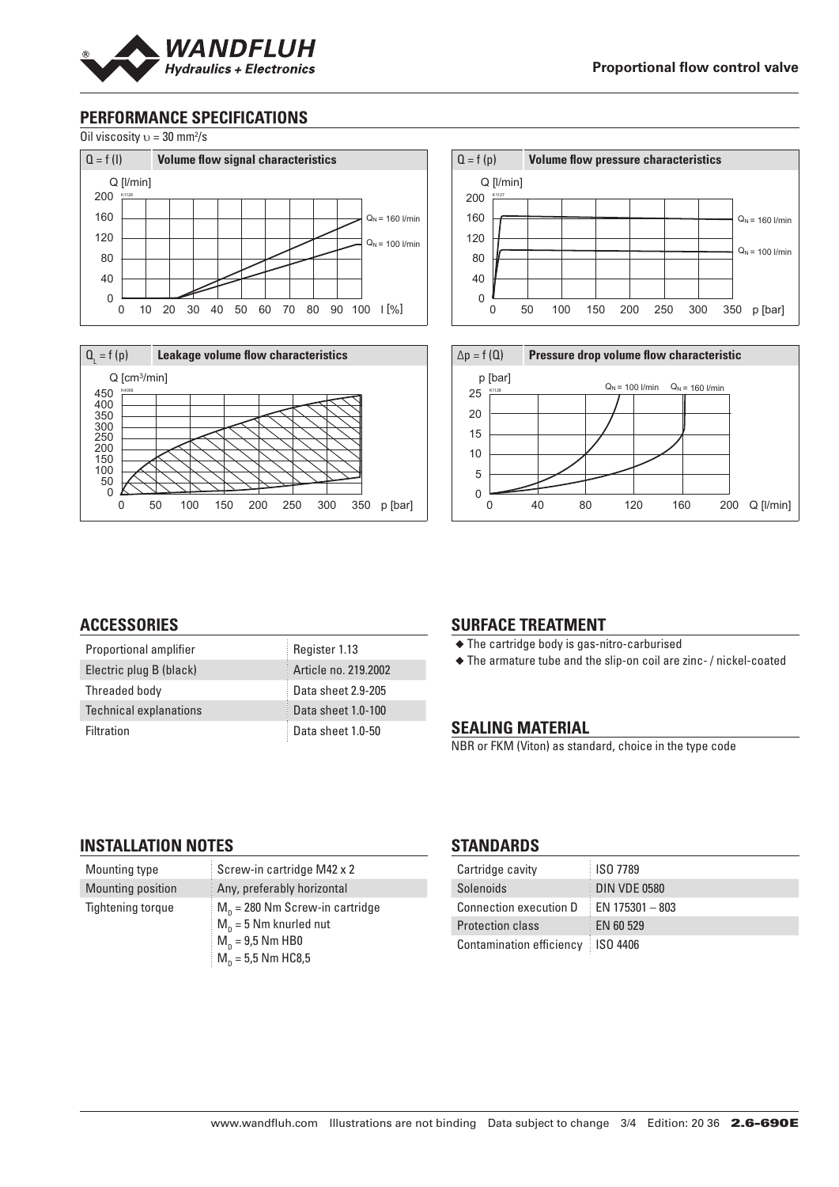## PERFORMANCE SPECIFICATIONS

Oil viscosity $\upsilon$ = 30 mm²/s

**$Q = f(I)$ — Volume flow signal characteristics**

**$Q = f(p)$ — Volume flow pressure characteristics**

**$Q_L = f(p)$ — Leakage volume flow characteristics**

**$\Delta p = f(Q)$ — Pressure drop volume flow characteristic**

## ACCESSORIES

| | |
|---|---|
| Proportional amplifier | Register 1.13 |
| Electric plug B (black) | Article no. 219.2002 |
| Threaded body | Data sheet 2.9-205 |
| Technical explanations | Data sheet 1.0-100 |
| Filtration | Data sheet 1.0-50 |

## SURFACE TREATMENT

- The cartridge body is gas-nitro-carburised
- The armature tube and the slip-on coil are zinc- / nickel-coated

## SEALING MATERIAL

NBR or FKM (Viton) as standard, choice in the type code

## INSTALLATION NOTES

| | |
|---|---|
| Mounting type | Screw-in cartridge M42 x 2 |
| Mounting position | Any, preferably horizontal |
| Tightening torque | $M_D$ = 280 Nm Screw-in cartridge<br>$M_D$ = 5 Nm knurled nut<br>$M_D$ = 9,5 Nm HB0<br>$M_D$ = 5,5 Nm HC8,5 |

## STANDARDS

| | |
|---|---|
| Cartridge cavity | ISO 7789 |
| Solenoids | DIN VDE 0580 |
| Connection execution D | EN 175301 – 803 |
| Protection class | EN 60 529 |
| Contamination efficiency | ISO 4406 |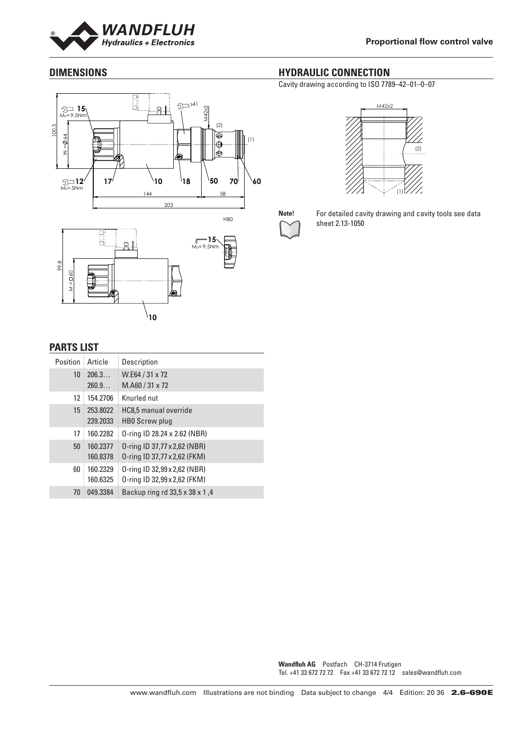## DIMENSIONS

15
MD= 9.5Nm
s41
M42x2
100.5
W = Ø64
(2)
(1)
12
MD= 5Nm
17
10
18
50
70
60
144
58
203
HB0
99.8
M = □60
15
MD= 9.5Nm
10

## HYDRAULIC CONNECTION

Cavity drawing according to ISO 7789–42–01–0–07

M42x2
(2)
(1)

**Note!** For detailed cavity drawing and cavity tools see data sheet 2.13-1050

## PARTS LIST

| Position | Article | Description |
|---|---|---|
| 10 | 206.3…<br>260.9… | W.E64 / 31 x 72<br>M.A60 / 31 x 72 |
| 12 | 154.2706 | Knurled nut |
| 15 | 253.8022<br>239.2033 | HC8,5 manual override<br>HB0 Screw plug |
| 17 | 160.2282 | O-ring ID 28.24 x 2.62 (NBR) |
| 50 | 160.2377<br>160.8378 | O-ring ID 37,77 x 2,62 (NBR)<br>O-ring ID 37,77 x 2,62 (FKM) |
| 60 | 160.2329<br>160.6325 | O-ring ID 32,99 x 2,62 (NBR)<br>O-ring ID 32,99 x 2,62 (FKM) |
| 70 | 049.3384 | Backup ring rd 33,5 x 38 x 1 ,4 |

**Wandfluh AG** Postfach CH-3714 Frutigen
Tel. +41 33 672 72 72 Fax +41 33 672 72 12 sales@wandfluh.com